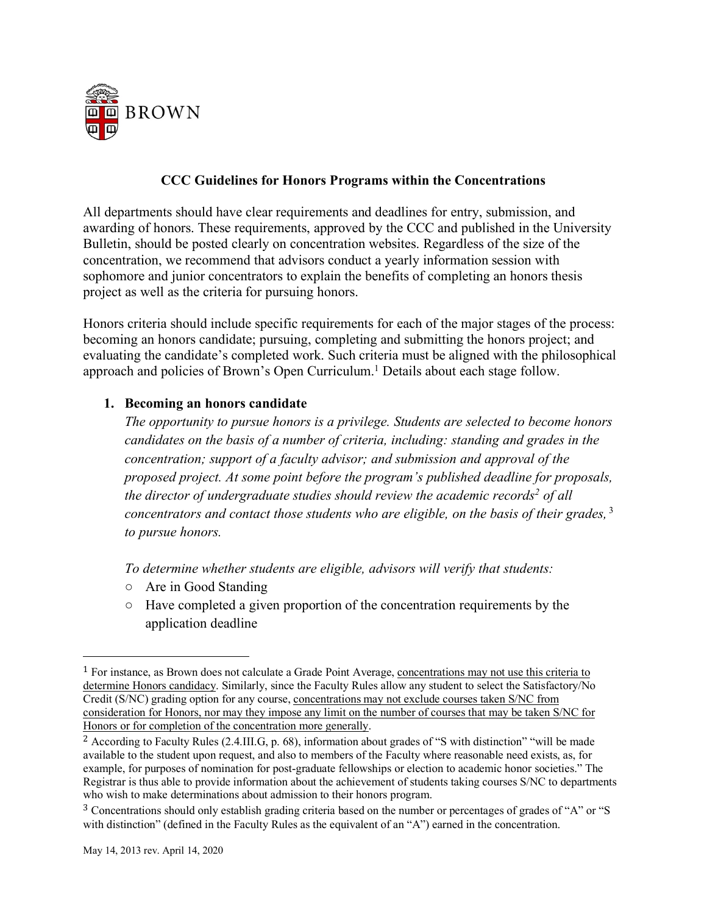BROWN

## CCC Guidelines for Honors Programs within the Concentrations

All departments should have clear requirements and deadlines for entry, submission, and awarding of honors. These requirements, approved by the CCC and published in the University Bulletin, should be posted clearly on concentration websites. Regardless of the size of the concentration, we recommend that advisors conduct a yearly information session with sophomore and junior concentrators to explain the benefits of completing an honors thesis project as well as the criteria for pursuing honors.

Honors criteria should include specific requirements for each of the major stages of the process: becoming an honors candidate; pursuing, completing and submitting the honors project; and evaluating the candidate's completed work. Such criteria must be aligned with the philosophical approach and policies of Brown's Open Curriculum.[1] Details about each stage follow.

### 1. Becoming an honors candidate

*The opportunity to pursue honors is a privilege. Students are selected to become honors candidates on the basis of a number of criteria, including: standing and grades in the concentration; support of a faculty advisor; and submission and approval of the proposed project. At some point before the program's published deadline for proposals, the director of undergraduate studies should review the academic records[2] of all concentrators and contact those students who are eligible, on the basis of their grades,[3] to pursue honors.*

*To determine whether students are eligible, advisors will verify that students:*

- Are in Good Standing
- Have completed a given proportion of the concentration requirements by the application deadline

---

[1] For instance, as Brown does not calculate a Grade Point Average, concentrations may not use this criteria to determine Honors candidacy. Similarly, since the Faculty Rules allow any student to select the Satisfactory/No Credit (S/NC) grading option for any course, concentrations may not exclude courses taken S/NC from consideration for Honors, nor may they impose any limit on the number of courses that may be taken S/NC for Honors or for completion of the concentration more generally.

[2] According to Faculty Rules (2.4.III.G, p. 68), information about grades of "S with distinction" "will be made available to the student upon request, and also to members of the Faculty where reasonable need exists, as, for example, for purposes of nomination for post-graduate fellowships or election to academic honor societies." The Registrar is thus able to provide information about the achievement of students taking courses S/NC to departments who wish to make determinations about admission to their honors program.

[3] Concentrations should only establish grading criteria based on the number or percentages of grades of "A" or "S with distinction" (defined in the Faculty Rules as the equivalent of an "A") earned in the concentration.

May 14, 2013 rev. April 14, 2020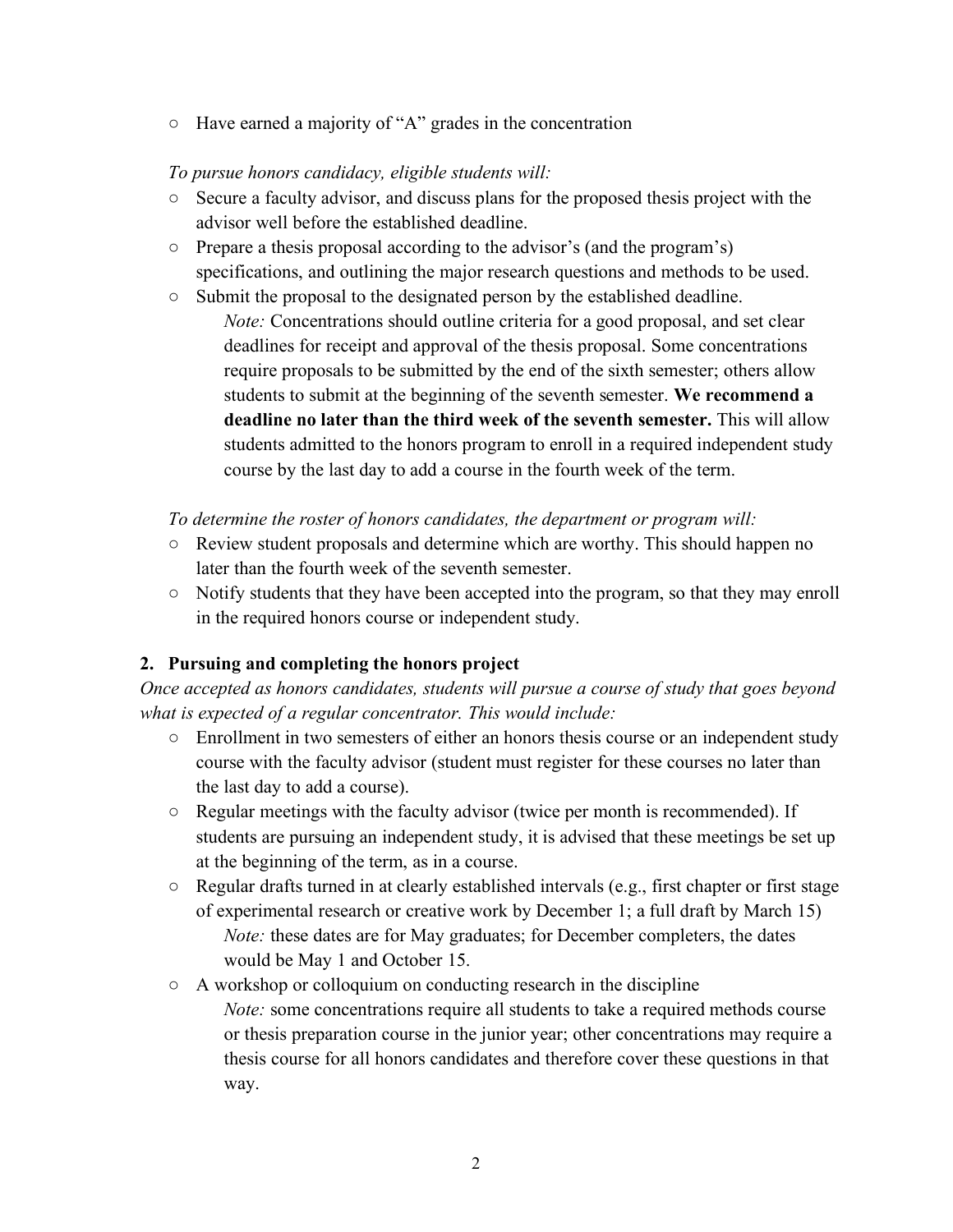- Have earned a majority of "A" grades in the concentration

*To pursue honors candidacy, eligible students will:*

- Secure a faculty advisor, and discuss plans for the proposed thesis project with the advisor well before the established deadline.
- Prepare a thesis proposal according to the advisor's (and the program's) specifications, and outlining the major research questions and methods to be used.
- Submit the proposal to the designated person by the established deadline.

  *Note:* Concentrations should outline criteria for a good proposal, and set clear deadlines for receipt and approval of the thesis proposal. Some concentrations require proposals to be submitted by the end of the sixth semester; others allow students to submit at the beginning of the seventh semester. **We recommend a deadline no later than the third week of the seventh semester.** This will allow students admitted to the honors program to enroll in a required independent study course by the last day to add a course in the fourth week of the term.

*To determine the roster of honors candidates, the department or program will:*

- Review student proposals and determine which are worthy. This should happen no later than the fourth week of the seventh semester.
- Notify students that they have been accepted into the program, so that they may enroll in the required honors course or independent study.

### 2. Pursuing and completing the honors project

*Once accepted as honors candidates, students will pursue a course of study that goes beyond what is expected of a regular concentrator. This would include:*

- Enrollment in two semesters of either an honors thesis course or an independent study course with the faculty advisor (student must register for these courses no later than the last day to add a course).
- Regular meetings with the faculty advisor (twice per month is recommended). If students are pursuing an independent study, it is advised that these meetings be set up at the beginning of the term, as in a course.
- Regular drafts turned in at clearly established intervals (e.g., first chapter or first stage of experimental research or creative work by December 1; a full draft by March 15)

  *Note:* these dates are for May graduates; for December completers, the dates would be May 1 and October 15.
- A workshop or colloquium on conducting research in the discipline

  *Note:* some concentrations require all students to take a required methods course or thesis preparation course in the junior year; other concentrations may require a thesis course for all honors candidates and therefore cover these questions in that way.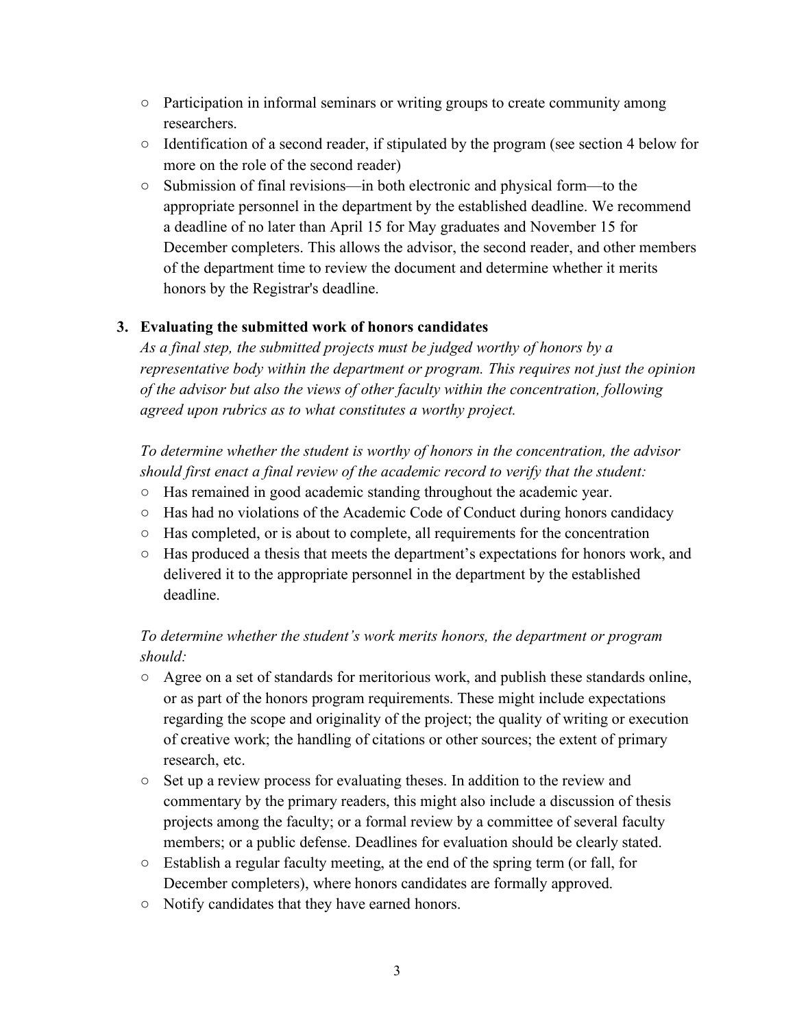- Participation in informal seminars or writing groups to create community among researchers.
- Identification of a second reader, if stipulated by the program (see section 4 below for more on the role of the second reader)
- Submission of final revisions—in both electronic and physical form—to the appropriate personnel in the department by the established deadline. We recommend a deadline of no later than April 15 for May graduates and November 15 for December completers. This allows the advisor, the second reader, and other members of the department time to review the document and determine whether it merits honors by the Registrar's deadline.

3. **Evaluating the submitted work of honors candidates**

*As a final step, the submitted projects must be judged worthy of honors by a representative body within the department or program. This requires not just the opinion of the advisor but also the views of other faculty within the concentration, following agreed upon rubrics as to what constitutes a worthy project.*

*To determine whether the student is worthy of honors in the concentration, the advisor should first enact a final review of the academic record to verify that the student:*

- Has remained in good academic standing throughout the academic year.
- Has had no violations of the Academic Code of Conduct during honors candidacy
- Has completed, or is about to complete, all requirements for the concentration
- Has produced a thesis that meets the department's expectations for honors work, and delivered it to the appropriate personnel in the department by the established deadline.

*To determine whether the student's work merits honors, the department or program should:*

- Agree on a set of standards for meritorious work, and publish these standards online, or as part of the honors program requirements. These might include expectations regarding the scope and originality of the project; the quality of writing or execution of creative work; the handling of citations or other sources; the extent of primary research, etc.
- Set up a review process for evaluating theses. In addition to the review and commentary by the primary readers, this might also include a discussion of thesis projects among the faculty; or a formal review by a committee of several faculty members; or a public defense. Deadlines for evaluation should be clearly stated.
- Establish a regular faculty meeting, at the end of the spring term (or fall, for December completers), where honors candidates are formally approved.
- Notify candidates that they have earned honors.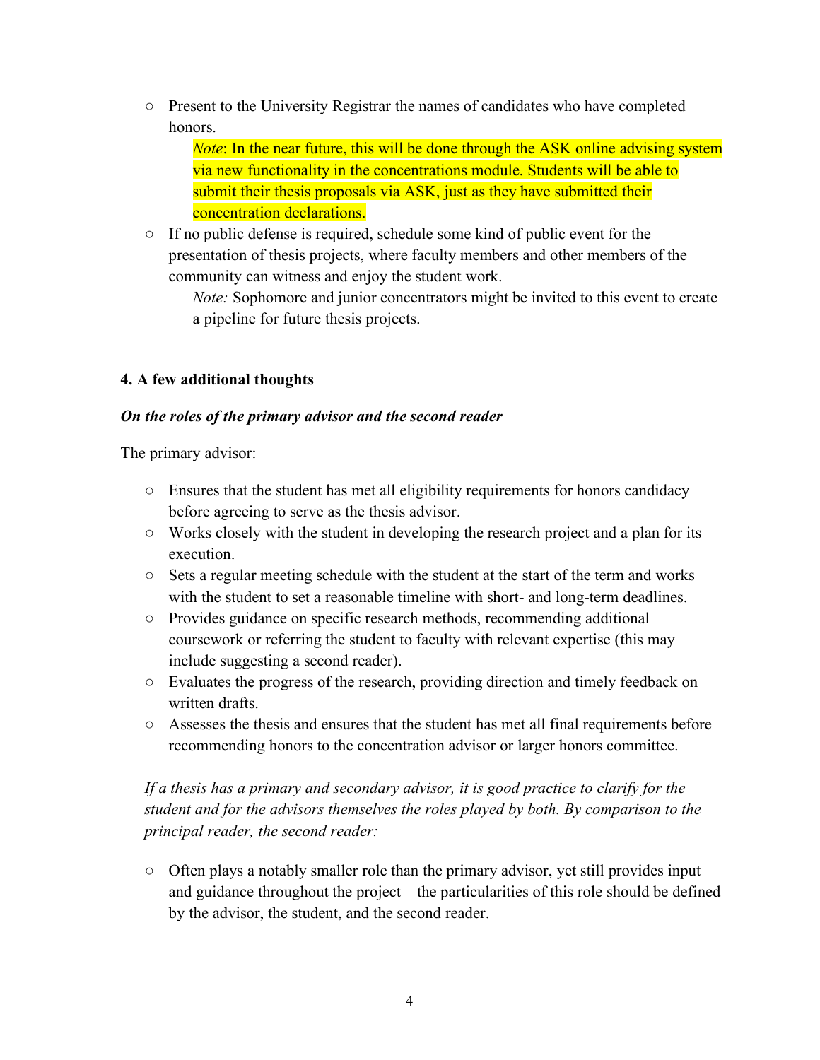- Present to the University Registrar the names of candidates who have completed honors.

  *Note*: In the near future, this will be done through the ASK online advising system via new functionality in the concentrations module. Students will be able to submit their thesis proposals via ASK, just as they have submitted their concentration declarations.

- If no public defense is required, schedule some kind of public event for the presentation of thesis projects, where faculty members and other members of the community can witness and enjoy the student work.

  *Note:* Sophomore and junior concentrators might be invited to this event to create a pipeline for future thesis projects.

**4. A few additional thoughts**

***On the roles of the primary advisor and the second reader***

The primary advisor:

- Ensures that the student has met all eligibility requirements for honors candidacy before agreeing to serve as the thesis advisor.
- Works closely with the student in developing the research project and a plan for its execution.
- Sets a regular meeting schedule with the student at the start of the term and works with the student to set a reasonable timeline with short- and long-term deadlines.
- Provides guidance on specific research methods, recommending additional coursework or referring the student to faculty with relevant expertise (this may include suggesting a second reader).
- Evaluates the progress of the research, providing direction and timely feedback on written drafts.
- Assesses the thesis and ensures that the student has met all final requirements before recommending honors to the concentration advisor or larger honors committee.

*If a thesis has a primary and secondary advisor, it is good practice to clarify for the student and for the advisors themselves the roles played by both. By comparison to the principal reader, the second reader:*

- Often plays a notably smaller role than the primary advisor, yet still provides input and guidance throughout the project – the particularities of this role should be defined by the advisor, the student, and the second reader.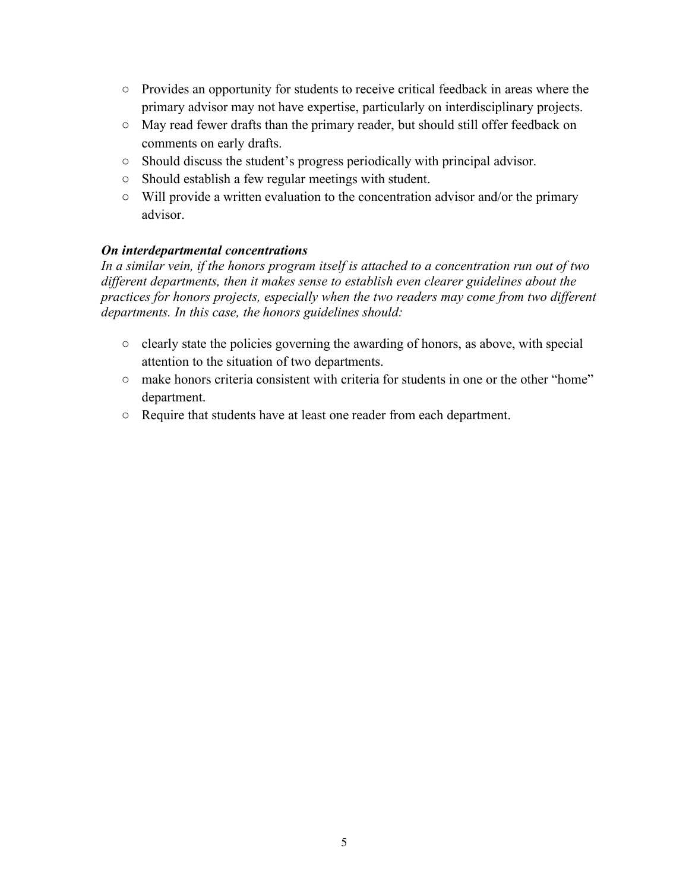- Provides an opportunity for students to receive critical feedback in areas where the primary advisor may not have expertise, particularly on interdisciplinary projects.
- May read fewer drafts than the primary reader, but should still offer feedback on comments on early drafts.
- Should discuss the student's progress periodically with principal advisor.
- Should establish a few regular meetings with student.
- Will provide a written evaluation to the concentration advisor and/or the primary advisor.

***On interdepartmental concentrations***

*In a similar vein, if the honors program itself is attached to a concentration run out of two different departments, then it makes sense to establish even clearer guidelines about the practices for honors projects, especially when the two readers may come from two different departments. In this case, the honors guidelines should:*

- clearly state the policies governing the awarding of honors, as above, with special attention to the situation of two departments.
- make honors criteria consistent with criteria for students in one or the other "home" department.
- Require that students have at least one reader from each department.